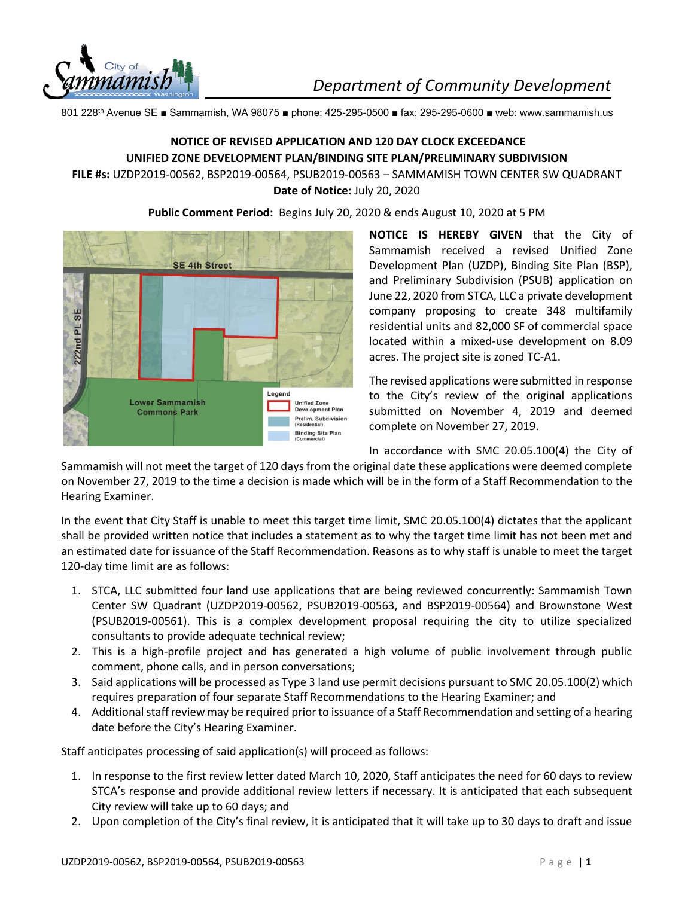City of Sammamish Washington

*Department of Community Development*

801 228th Avenue SE ■ Sammamish, WA 98075 ■ phone: 425-295-0500 ■ fax: 295-295-0600 ■ web: www.sammamish.us

**NOTICE OF REVISED APPLICATION AND 120 DAY CLOCK EXCEEDANCE**
**UNIFIED ZONE DEVELOPMENT PLAN/BINDING SITE PLAN/PRELIMINARY SUBDIVISION**
**FILE #s:** UZDP2019-00562, BSP2019-00564, PSUB2019-00563 – SAMMAMISH TOWN CENTER SW QUADRANT
**Date of Notice:** July 20, 2020

**Public Comment Period:** Begins July 20, 2020 & ends August 10, 2020 at 5 PM

**NOTICE IS HEREBY GIVEN** that the City of Sammamish received a revised Unified Zone Development Plan (UZDP), Binding Site Plan (BSP), and Preliminary Subdivision (PSUB) application on June 22, 2020 from STCA, LLC a private development company proposing to create 348 multifamily residential units and 82,000 SF of commercial space located within a mixed-use development on 8.09 acres. The project site is zoned TC-A1.

The revised applications were submitted in response to the City's review of the original applications submitted on November 4, 2019 and deemed complete on November 27, 2019.

In accordance with SMC 20.05.100(4) the City of Sammamish will not meet the target of 120 days from the original date these applications were deemed complete on November 27, 2019 to the time a decision is made which will be in the form of a Staff Recommendation to the Hearing Examiner.

In the event that City Staff is unable to meet this target time limit, SMC 20.05.100(4) dictates that the applicant shall be provided written notice that includes a statement as to why the target time limit has not been met and an estimated date for issuance of the Staff Recommendation. Reasons as to why staff is unable to meet the target 120-day time limit are as follows:

1. STCA, LLC submitted four land use applications that are being reviewed concurrently: Sammamish Town Center SW Quadrant (UZDP2019-00562, PSUB2019-00563, and BSP2019-00564) and Brownstone West (PSUB2019-00561). This is a complex development proposal requiring the city to utilize specialized consultants to provide adequate technical review;
2. This is a high-profile project and has generated a high volume of public involvement through public comment, phone calls, and in person conversations;
3. Said applications will be processed as Type 3 land use permit decisions pursuant to SMC 20.05.100(2) which requires preparation of four separate Staff Recommendations to the Hearing Examiner; and
4. Additional staff review may be required prior to issuance of a Staff Recommendation and setting of a hearing date before the City's Hearing Examiner.

Staff anticipates processing of said application(s) will proceed as follows:

1. In response to the first review letter dated March 10, 2020, Staff anticipates the need for 60 days to review STCA's response and provide additional review letters if necessary. It is anticipated that each subsequent City review will take up to 60 days; and
2. Upon completion of the City's final review, it is anticipated that it will take up to 30 days to draft and issue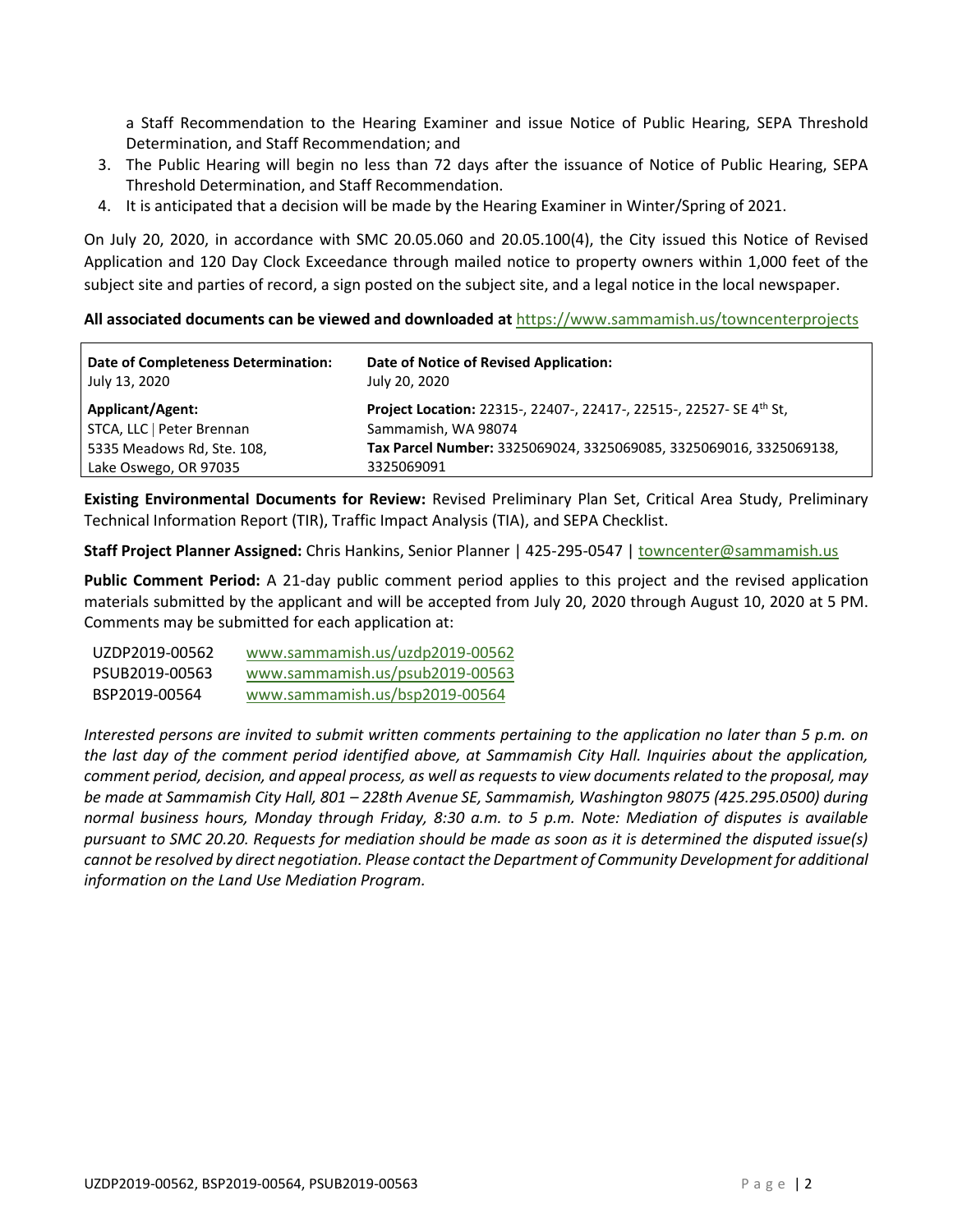a Staff Recommendation to the Hearing Examiner and issue Notice of Public Hearing, SEPA Threshold Determination, and Staff Recommendation; and

3. The Public Hearing will begin no less than 72 days after the issuance of Notice of Public Hearing, SEPA Threshold Determination, and Staff Recommendation.
4. It is anticipated that a decision will be made by the Hearing Examiner in Winter/Spring of 2021.

On July 20, 2020, in accordance with SMC 20.05.060 and 20.05.100(4), the City issued this Notice of Revised Application and 120 Day Clock Exceedance through mailed notice to property owners within 1,000 feet of the subject site and parties of record, a sign posted on the subject site, and a legal notice in the local newspaper.

**All associated documents can be viewed and downloaded at** https://www.sammamish.us/towncenterprojects

| | |
|---|---|
| **Date of Completeness Determination:**<br>July 13, 2020 | **Date of Notice of Revised Application:**<br>July 20, 2020 |
| **Applicant/Agent:**<br>STCA, LLC \| Peter Brennan<br>5335 Meadows Rd, Ste. 108,<br>Lake Oswego, OR 97035 | **Project Location:** 22315-, 22407-, 22417-, 22515-, 22527- SE 4th St, Sammamish, WA 98074<br>**Tax Parcel Number:** 3325069024, 3325069085, 3325069016, 3325069138, 3325069091 |

**Existing Environmental Documents for Review:** Revised Preliminary Plan Set, Critical Area Study, Preliminary Technical Information Report (TIR), Traffic Impact Analysis (TIA), and SEPA Checklist.

**Staff Project Planner Assigned:** Chris Hankins, Senior Planner | 425-295-0547 | towncenter@sammamish.us

**Public Comment Period:** A 21-day public comment period applies to this project and the revised application materials submitted by the applicant and will be accepted from July 20, 2020 through August 10, 2020 at 5 PM. Comments may be submitted for each application at:

| | |
|---|---|
| UZDP2019-00562 | www.sammamish.us/uzdp2019-00562 |
| PSUB2019-00563 | www.sammamish.us/psub2019-00563 |
| BSP2019-00564 | www.sammamish.us/bsp2019-00564 |

*Interested persons are invited to submit written comments pertaining to the application no later than 5 p.m. on the last day of the comment period identified above, at Sammamish City Hall. Inquiries about the application, comment period, decision, and appeal process, as well as requests to view documents related to the proposal, may be made at Sammamish City Hall, 801 – 228th Avenue SE, Sammamish, Washington 98075 (425.295.0500) during normal business hours, Monday through Friday, 8:30 a.m. to 5 p.m. Note: Mediation of disputes is available pursuant to SMC 20.20. Requests for mediation should be made as soon as it is determined the disputed issue(s) cannot be resolved by direct negotiation. Please contact the Department of Community Development for additional information on the Land Use Mediation Program.*